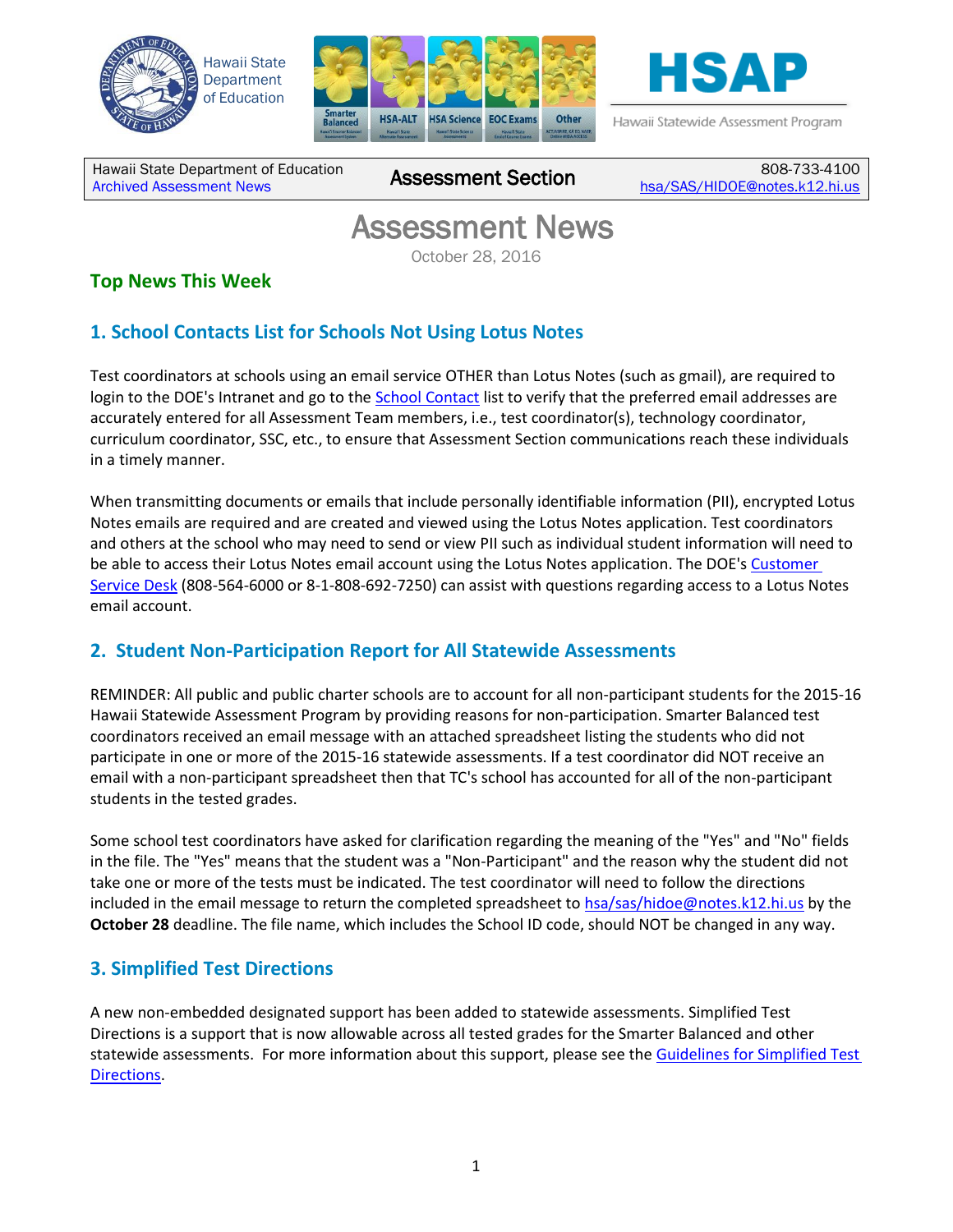Hawaii State Department of Education
Archived Assessment News

**Assessment Section**

808-733-4100
hsa/SAS/HIDOE@notes.k12.hi.us

# Assessment News

October 28, 2016

## Top News This Week

### 1. School Contacts List for Schools Not Using Lotus Notes

Test coordinators at schools using an email service OTHER than Lotus Notes (such as gmail), are required to login to the DOE's Intranet and go to the School Contact list to verify that the preferred email addresses are accurately entered for all Assessment Team members, i.e., test coordinator(s), technology coordinator, curriculum coordinator, SSC, etc., to ensure that Assessment Section communications reach these individuals in a timely manner.

When transmitting documents or emails that include personally identifiable information (PII), encrypted Lotus Notes emails are required and are created and viewed using the Lotus Notes application. Test coordinators and others at the school who may need to send or view PII such as individual student information will need to be able to access their Lotus Notes email account using the Lotus Notes application. The DOE's Customer Service Desk (808-564-6000 or 8-1-808-692-7250) can assist with questions regarding access to a Lotus Notes email account.

### 2. Student Non-Participation Report for All Statewide Assessments

REMINDER: All public and public charter schools are to account for all non-participant students for the 2015-16 Hawaii Statewide Assessment Program by providing reasons for non-participation. Smarter Balanced test coordinators received an email message with an attached spreadsheet listing the students who did not participate in one or more of the 2015-16 statewide assessments. If a test coordinator did NOT receive an email with a non-participant spreadsheet then that TC's school has accounted for all of the non-participant students in the tested grades.

Some school test coordinators have asked for clarification regarding the meaning of the "Yes" and "No" fields in the file. The "Yes" means that the student was a "Non-Participant" and the reason why the student did not take one or more of the tests must be indicated. The test coordinator will need to follow the directions included in the email message to return the completed spreadsheet to hsa/sas/hidoe@notes.k12.hi.us by the **October 28** deadline. The file name, which includes the School ID code, should NOT be changed in any way.

### 3. Simplified Test Directions

A new non-embedded designated support has been added to statewide assessments. Simplified Test Directions is a support that is now allowable across all tested grades for the Smarter Balanced and other statewide assessments. For more information about this support, please see the Guidelines for Simplified Test Directions.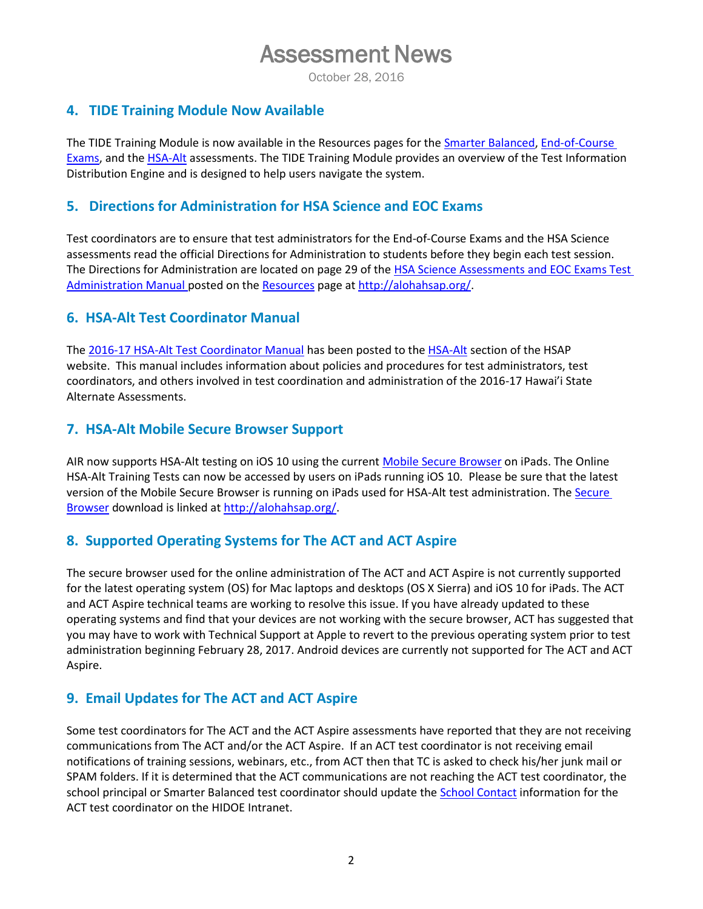## 4. TIDE Training Module Now Available

The TIDE Training Module is now available in the Resources pages for the Smarter Balanced, End-of-Course Exams, and the HSA-Alt assessments. The TIDE Training Module provides an overview of the Test Information Distribution Engine and is designed to help users navigate the system.

## 5. Directions for Administration for HSA Science and EOC Exams

Test coordinators are to ensure that test administrators for the End-of-Course Exams and the HSA Science assessments read the official Directions for Administration to students before they begin each test session. The Directions for Administration are located on page 29 of the HSA Science Assessments and EOC Exams Test Administration Manual posted on the Resources page at http://alohahsap.org/.

## 6. HSA-Alt Test Coordinator Manual

The 2016-17 HSA-Alt Test Coordinator Manual has been posted to the HSA-Alt section of the HSAP website. This manual includes information about policies and procedures for test administrators, test coordinators, and others involved in test coordination and administration of the 2016-17 Hawai'i State Alternate Assessments.

## 7. HSA-Alt Mobile Secure Browser Support

AIR now supports HSA-Alt testing on iOS 10 using the current Mobile Secure Browser on iPads. The Online HSA-Alt Training Tests can now be accessed by users on iPads running iOS 10. Please be sure that the latest version of the Mobile Secure Browser is running on iPads used for HSA-Alt test administration. The Secure Browser download is linked at http://alohahsap.org/.

## 8. Supported Operating Systems for The ACT and ACT Aspire

The secure browser used for the online administration of The ACT and ACT Aspire is not currently supported for the latest operating system (OS) for Mac laptops and desktops (OS X Sierra) and iOS 10 for iPads. The ACT and ACT Aspire technical teams are working to resolve this issue. If you have already updated to these operating systems and find that your devices are not working with the secure browser, ACT has suggested that you may have to work with Technical Support at Apple to revert to the previous operating system prior to test administration beginning February 28, 2017. Android devices are currently not supported for The ACT and ACT Aspire.

## 9. Email Updates for The ACT and ACT Aspire

Some test coordinators for The ACT and the ACT Aspire assessments have reported that they are not receiving communications from The ACT and/or the ACT Aspire. If an ACT test coordinator is not receiving email notifications of training sessions, webinars, etc., from ACT then that TC is asked to check his/her junk mail or SPAM folders. If it is determined that the ACT communications are not reaching the ACT test coordinator, the school principal or Smarter Balanced test coordinator should update the School Contact information for the ACT test coordinator on the HIDOE Intranet.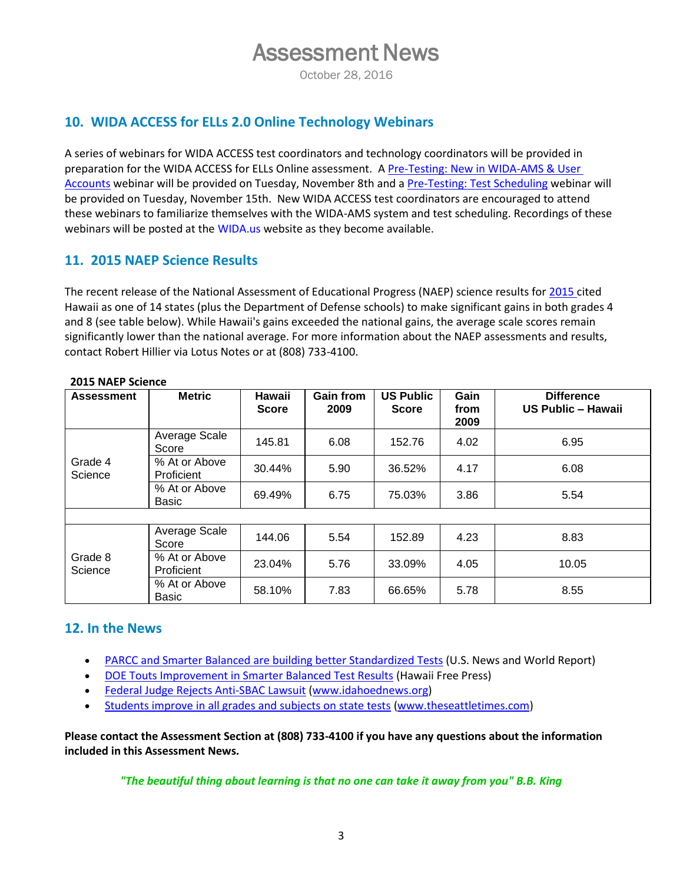# Assessment News

October 28, 2016

## 10. WIDA ACCESS for ELLs 2.0 Online Technology Webinars

A series of webinars for WIDA ACCESS test coordinators and technology coordinators will be provided in preparation for the WIDA ACCESS for ELLs Online assessment. A Pre-Testing: New in WIDA-AMS & User Accounts webinar will be provided on Tuesday, November 8th and a Pre-Testing: Test Scheduling webinar will be provided on Tuesday, November 15th. New WIDA ACCESS test coordinators are encouraged to attend these webinars to familiarize themselves with the WIDA-AMS system and test scheduling. Recordings of these webinars will be posted at the WIDA.us website as they become available.

## 11. 2015 NAEP Science Results

The recent release of the National Assessment of Educational Progress (NAEP) science results for 2015 cited Hawaii as one of 14 states (plus the Department of Defense schools) to make significant gains in both grades 4 and 8 (see table below). While Hawaii's gains exceeded the national gains, the average scale scores remain significantly lower than the national average. For more information about the NAEP assessments and results, contact Robert Hillier via Lotus Notes or at (808) 733-4100.

**2015 NAEP Science**

| Assessment | Metric | Hawaii Score | Gain from 2009 | US Public Score | Gain from 2009 | Difference US Public – Hawaii |
|---|---|---|---|---|---|---|
| Grade 4 Science | Average Scale Score | 145.81 | 6.08 | 152.76 | 4.02 | 6.95 |
| | % At or Above Proficient | 30.44% | 5.90 | 36.52% | 4.17 | 6.08 |
| | % At or Above Basic | 69.49% | 6.75 | 75.03% | 3.86 | 5.54 |
| | | | | | | |
| Grade 8 Science | Average Scale Score | 144.06 | 5.54 | 152.89 | 4.23 | 8.83 |
| | % At or Above Proficient | 23.04% | 5.76 | 33.09% | 4.05 | 10.05 |
| | % At or Above Basic | 58.10% | 7.83 | 66.65% | 5.78 | 8.55 |

## 12. In the News

- PARCC and Smarter Balanced are building better Standardized Tests (U.S. News and World Report)
- DOE Touts Improvement in Smarter Balanced Test Results (Hawaii Free Press)
- Federal Judge Rejects Anti-SBAC Lawsuit (www.idahoednews.org)
- Students improve in all grades and subjects on state tests (www.theseattletimes.com)

**Please contact the Assessment Section at (808) 733-4100 if you have any questions about the information included in this Assessment News.**

***"The beautiful thing about learning is that no one can take it away from you" B.B. King***